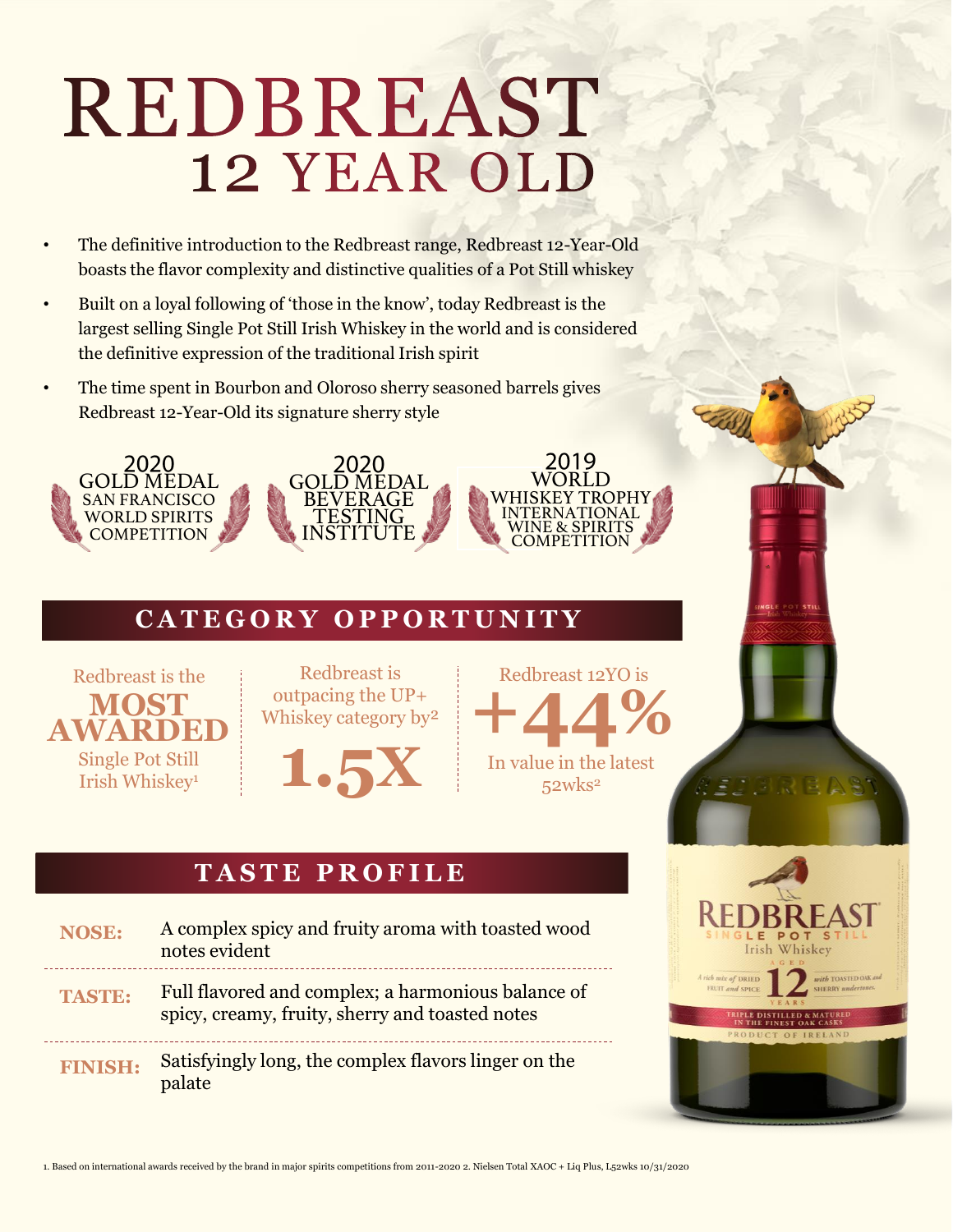# REDBREAST
## 12 YEAR OLD

- The definitive introduction to the Redbreast range, Redbreast 12-Year-Old boasts the flavor complexity and distinctive qualities of a Pot Still whiskey
- Built on a loyal following of 'those in the know', today Redbreast is the largest selling Single Pot Still Irish Whiskey in the world and is considered the definitive expression of the traditional Irish spirit
- The time spent in Bourbon and Oloroso sherry seasoned barrels gives Redbreast 12-Year-Old its signature sherry style

2020 GOLD MEDAL SAN FRANCISCO WORLD SPIRITS COMPETITION

2020 GOLD MEDAL BEVERAGE TESTING INSTITUTE

2019 WORLD WHISKEY TROPHY INTERNATIONAL WINE & SPIRITS COMPETITION

## CATEGORY OPPORTUNITY

Redbreast is the **MOST AWARDED** Single Pot Still Irish Whiskey[1]

Redbreast is outpacing the UP+ Whiskey category by[2] **1.5X**

Redbreast 12YO is **+44%** In value in the latest 52wks[2]

## TASTE PROFILE

**NOSE:** A complex spicy and fruity aroma with toasted wood notes evident

**TASTE:** Full flavored and complex; a harmonious balance of spicy, creamy, fruity, sherry and toasted notes

**FINISH:** Satisfyingly long, the complex flavors linger on the palate

1. Based on international awards received by the brand in major spirits competitions from 2011-2020 2. Nielsen Total XAOC + Liq Plus, L52wks 10/31/2020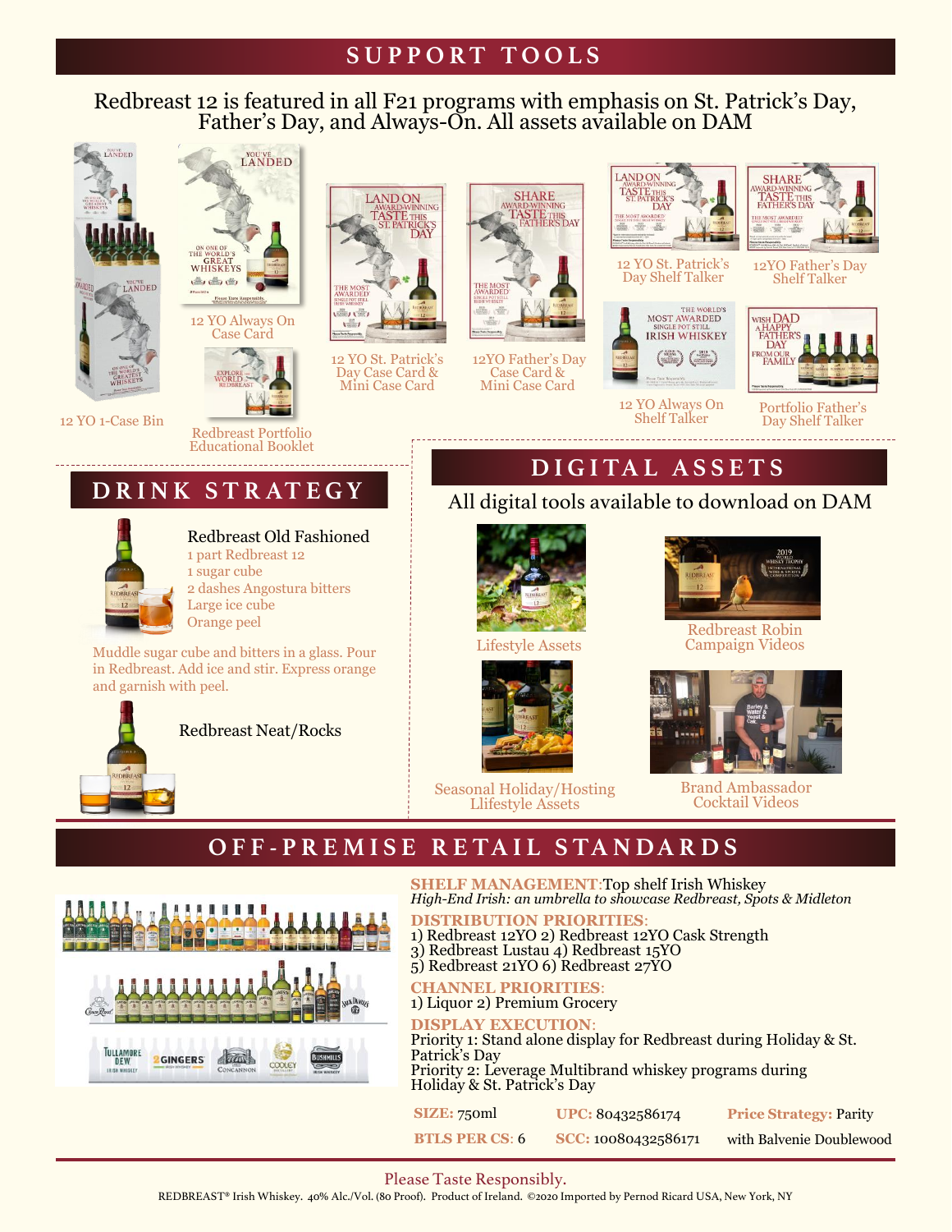# SUPPORT TOOLS

Redbreast 12 is featured in all F21 programs with emphasis on St. Patrick's Day, Father's Day, and Always-On. All assets available on DAM

12 YO 1-Case Bin

12 YO Always On Case Card

Redbreast Portfolio Educational Booklet

12 YO St. Patrick's Day Case Card & Mini Case Card

12YO Father's Day Case Card & Mini Case Card

12 YO St. Patrick's Day Shelf Talker

12YO Father's Day Shelf Talker

12 YO Always On Shelf Talker

Portfolio Father's Day Shelf Talker

# DRINK STRATEGY

**Redbreast Old Fashioned**

1 part Redbreast 12
1 sugar cube
2 dashes Angostura bitters
Large ice cube
Orange peel

Muddle sugar cube and bitters in a glass. Pour in Redbreast. Add ice and stir. Express orange and garnish with peel.

**Redbreast Neat/Rocks**

# DIGITAL ASSETS

All digital tools available to download on DAM

Lifestyle Assets

Redbreast Robin Campaign Videos

Seasonal Holiday/Hosting Llifestyle Assets

Brand Ambassador Cocktail Videos

# OFF-PREMISE RETAIL STANDARDS

**SHELF MANAGEMENT**: Top shelf Irish Whiskey
*High-End Irish: an umbrella to showcase Redbreast, Spots & Midleton*

**DISTRIBUTION PRIORITIES**:
1) Redbreast 12YO 2) Redbreast 12YO Cask Strength
3) Redbreast Lustau 4) Redbreast 15YO
5) Redbreast 21YO 6) Redbreast 27YO

**CHANNEL PRIORITIES**:
1) Liquor 2) Premium Grocery

**DISPLAY EXECUTION**:
Priority 1: Stand alone display for Redbreast during Holiday & St. Patrick's Day
Priority 2: Leverage Multibrand whiskey programs during Holiday & St. Patrick's Day

| | | |
|---|---|---|
| **SIZE:** 750ml | **UPC:** 80432586174 | **Price Strategy:** Parity |
| **BTLS PER CS**: 6 | **SCC:** 10080432586171 | with Balvenie Doublewood |

Please Taste Responsibly.
REDBREAST® Irish Whiskey. 40% Alc./Vol. (80 Proof). Product of Ireland. ©2020 Imported by Pernod Ricard USA, New York, NY